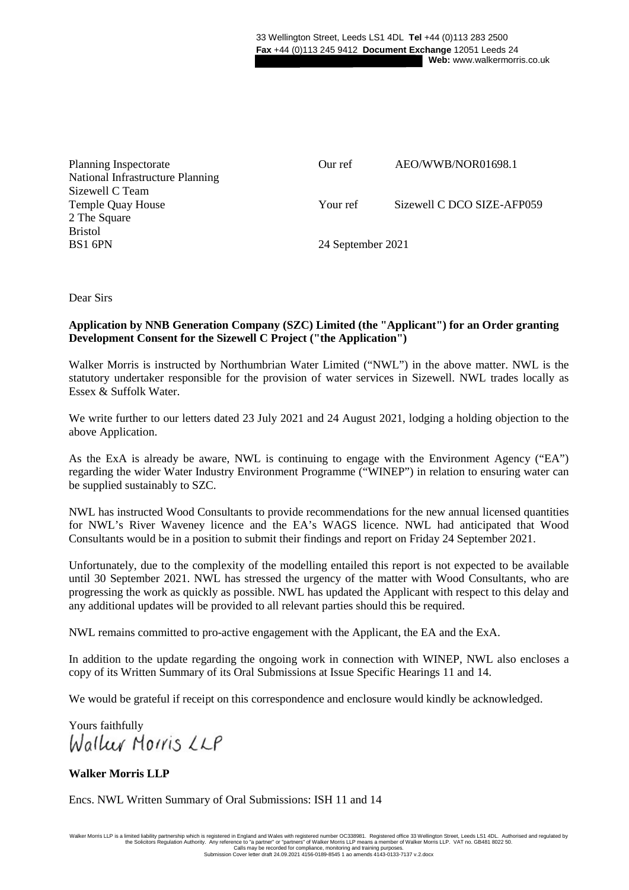33 Wellington Street, Leeds LS1 4DL **Tel** +44 (0)113 283 2500
**Fax** +44 (0)113 245 9412 **Document Exchange** 12051 Leeds 24
**Web:** www.walkermorris.co.uk

Planning Inspectorate
National Infrastructure Planning
Sizewell C Team
Temple Quay House
2 The Square
Bristol
BS1 6PN

Our ref AEO/WWB/NOR01698.1

Your ref Sizewell C DCO SIZE-AFP059

24 September 2021

Dear Sirs

**Application by NNB Generation Company (SZC) Limited (the "Applicant") for an Order granting Development Consent for the Sizewell C Project ("the Application")**

Walker Morris is instructed by Northumbrian Water Limited ("NWL") in the above matter. NWL is the statutory undertaker responsible for the provision of water services in Sizewell. NWL trades locally as Essex & Suffolk Water.

We write further to our letters dated 23 July 2021 and 24 August 2021, lodging a holding objection to the above Application.

As the ExA is already be aware, NWL is continuing to engage with the Environment Agency ("EA") regarding the wider Water Industry Environment Programme ("WINEP") in relation to ensuring water can be supplied sustainably to SZC.

NWL has instructed Wood Consultants to provide recommendations for the new annual licensed quantities for NWL's River Waveney licence and the EA's WAGS licence. NWL had anticipated that Wood Consultants would be in a position to submit their findings and report on Friday 24 September 2021.

Unfortunately, due to the complexity of the modelling entailed this report is not expected to be available until 30 September 2021. NWL has stressed the urgency of the matter with Wood Consultants, who are progressing the work as quickly as possible. NWL has updated the Applicant with respect to this delay and any additional updates will be provided to all relevant parties should this be required.

NWL remains committed to pro-active engagement with the Applicant, the EA and the ExA.

In addition to the update regarding the ongoing work in connection with WINEP, NWL also encloses a copy of its Written Summary of its Oral Submissions at Issue Specific Hearings 11 and 14.

We would be grateful if receipt on this correspondence and enclosure would kindly be acknowledged.

Yours faithfully

Walker Morris LLP

**Walker Morris LLP**

Encs. NWL Written Summary of Oral Submissions: ISH 11 and 14

Walker Morris LLP is a limited liability partnership which is registered in England and Wales with registered number OC338981. Registered office 33 Wellington Street, Leeds LS1 4DL. Authorised and regulated by the Solicitors Regulation Authority. Any reference to "a partner" or "partners" of Walker Morris LLP means a member of Walker Morris LLP. VAT no. GB481 8022 50.
Calls may be recorded for compliance, monitoring and training purposes.
Submission Cover letter draft 24.09.2021 4156-0189-8545 1 ao amends 4143-0133-7137 v.2.docx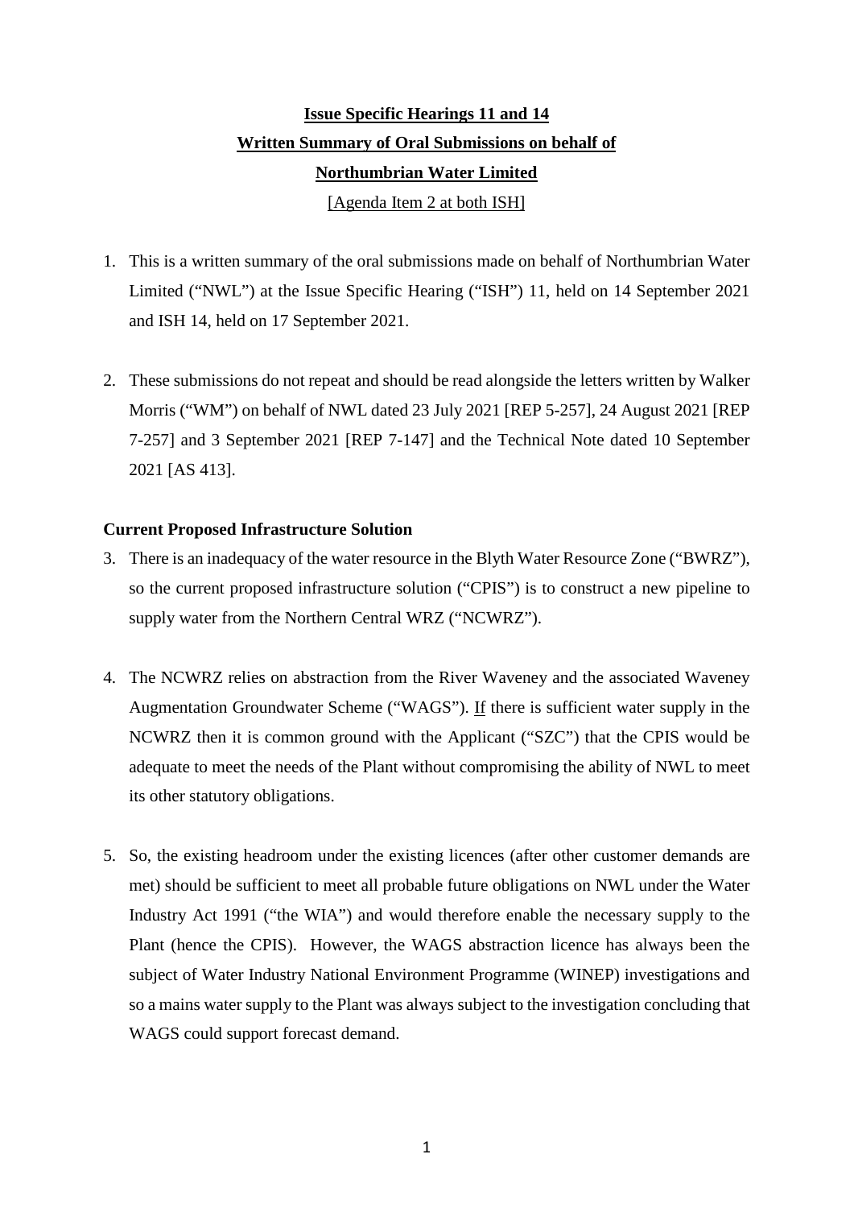**Issue Specific Hearings 11 and 14**
**Written Summary of Oral Submissions on behalf of**
**Northumbrian Water Limited**
[Agenda Item 2 at both ISH]

1. This is a written summary of the oral submissions made on behalf of Northumbrian Water Limited ("NWL") at the Issue Specific Hearing ("ISH") 11, held on 14 September 2021 and ISH 14, held on 17 September 2021.

2. These submissions do not repeat and should be read alongside the letters written by Walker Morris ("WM") on behalf of NWL dated 23 July 2021 [REP 5-257], 24 August 2021 [REP 7-257] and 3 September 2021 [REP 7-147] and the Technical Note dated 10 September 2021 [AS 413].

**Current Proposed Infrastructure Solution**

3. There is an inadequacy of the water resource in the Blyth Water Resource Zone ("BWRZ"), so the current proposed infrastructure solution ("CPIS") is to construct a new pipeline to supply water from the Northern Central WRZ ("NCWRZ").

4. The NCWRZ relies on abstraction from the River Waveney and the associated Waveney Augmentation Groundwater Scheme ("WAGS"). If there is sufficient water supply in the NCWRZ then it is common ground with the Applicant ("SZC") that the CPIS would be adequate to meet the needs of the Plant without compromising the ability of NWL to meet its other statutory obligations.

5. So, the existing headroom under the existing licences (after other customer demands are met) should be sufficient to meet all probable future obligations on NWL under the Water Industry Act 1991 ("the WIA") and would therefore enable the necessary supply to the Plant (hence the CPIS). However, the WAGS abstraction licence has always been the subject of Water Industry National Environment Programme (WINEP) investigations and so a mains water supply to the Plant was always subject to the investigation concluding that WAGS could support forecast demand.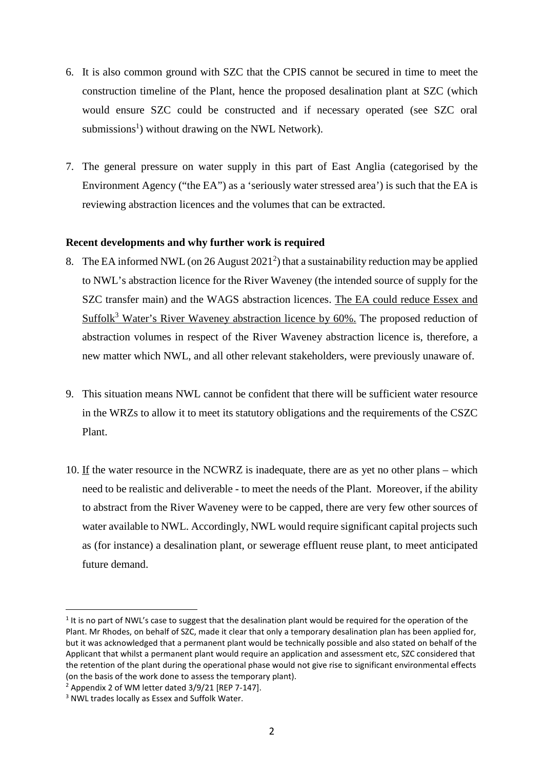6. It is also common ground with SZC that the CPIS cannot be secured in time to meet the construction timeline of the Plant, hence the proposed desalination plant at SZC (which would ensure SZC could be constructed and if necessary operated (see SZC oral submissions[1]) without drawing on the NWL Network).

7. The general pressure on water supply in this part of East Anglia (categorised by the Environment Agency ("the EA") as a 'seriously water stressed area') is such that the EA is reviewing abstraction licences and the volumes that can be extracted.

**Recent developments and why further work is required**

8. The EA informed NWL (on 26 August 2021[2]) that a sustainability reduction may be applied to NWL's abstraction licence for the River Waveney (the intended source of supply for the SZC transfer main) and the WAGS abstraction licences. <u>The EA could reduce Essex and Suffolk[3] Water's River Waveney abstraction licence by 60%.</u> The proposed reduction of abstraction volumes in respect of the River Waveney abstraction licence is, therefore, a new matter which NWL, and all other relevant stakeholders, were previously unaware of.

9. This situation means NWL cannot be confident that there will be sufficient water resource in the WRZs to allow it to meet its statutory obligations and the requirements of the CSZC Plant.

10. <u>If</u> the water resource in the NCWRZ is inadequate, there are as yet no other plans – which need to be realistic and deliverable - to meet the needs of the Plant. Moreover, if the ability to abstract from the River Waveney were to be capped, there are very few other sources of water available to NWL. Accordingly, NWL would require significant capital projects such as (for instance) a desalination plant, or sewerage effluent reuse plant, to meet anticipated future demand.

---

[1] It is no part of NWL's case to suggest that the desalination plant would be required for the operation of the Plant. Mr Rhodes, on behalf of SZC, made it clear that only a temporary desalination plan has been applied for, but it was acknowledged that a permanent plant would be technically possible and also stated on behalf of the Applicant that whilst a permanent plant would require an application and assessment etc, SZC considered that the retention of the plant during the operational phase would not give rise to significant environmental effects (on the basis of the work done to assess the temporary plant).

[2] Appendix 2 of WM letter dated 3/9/21 [REP 7-147].

[3] NWL trades locally as Essex and Suffolk Water.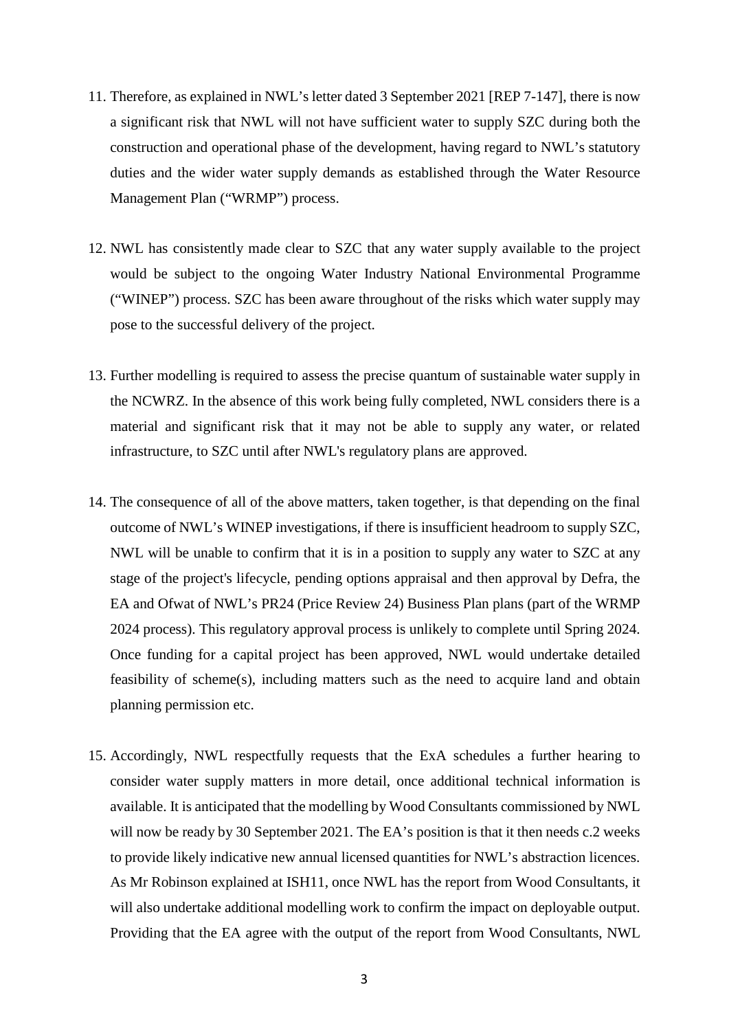11. Therefore, as explained in NWL's letter dated 3 September 2021 [REP 7-147], there is now a significant risk that NWL will not have sufficient water to supply SZC during both the construction and operational phase of the development, having regard to NWL's statutory duties and the wider water supply demands as established through the Water Resource Management Plan ("WRMP") process.

12. NWL has consistently made clear to SZC that any water supply available to the project would be subject to the ongoing Water Industry National Environmental Programme ("WINEP") process. SZC has been aware throughout of the risks which water supply may pose to the successful delivery of the project.

13. Further modelling is required to assess the precise quantum of sustainable water supply in the NCWRZ. In the absence of this work being fully completed, NWL considers there is a material and significant risk that it may not be able to supply any water, or related infrastructure, to SZC until after NWL's regulatory plans are approved.

14. The consequence of all of the above matters, taken together, is that depending on the final outcome of NWL's WINEP investigations, if there is insufficient headroom to supply SZC, NWL will be unable to confirm that it is in a position to supply any water to SZC at any stage of the project's lifecycle, pending options appraisal and then approval by Defra, the EA and Ofwat of NWL's PR24 (Price Review 24) Business Plan plans (part of the WRMP 2024 process). This regulatory approval process is unlikely to complete until Spring 2024. Once funding for a capital project has been approved, NWL would undertake detailed feasibility of scheme(s), including matters such as the need to acquire land and obtain planning permission etc.

15. Accordingly, NWL respectfully requests that the ExA schedules a further hearing to consider water supply matters in more detail, once additional technical information is available. It is anticipated that the modelling by Wood Consultants commissioned by NWL will now be ready by 30 September 2021. The EA's position is that it then needs c.2 weeks to provide likely indicative new annual licensed quantities for NWL's abstraction licences. As Mr Robinson explained at ISH11, once NWL has the report from Wood Consultants, it will also undertake additional modelling work to confirm the impact on deployable output. Providing that the EA agree with the output of the report from Wood Consultants, NWL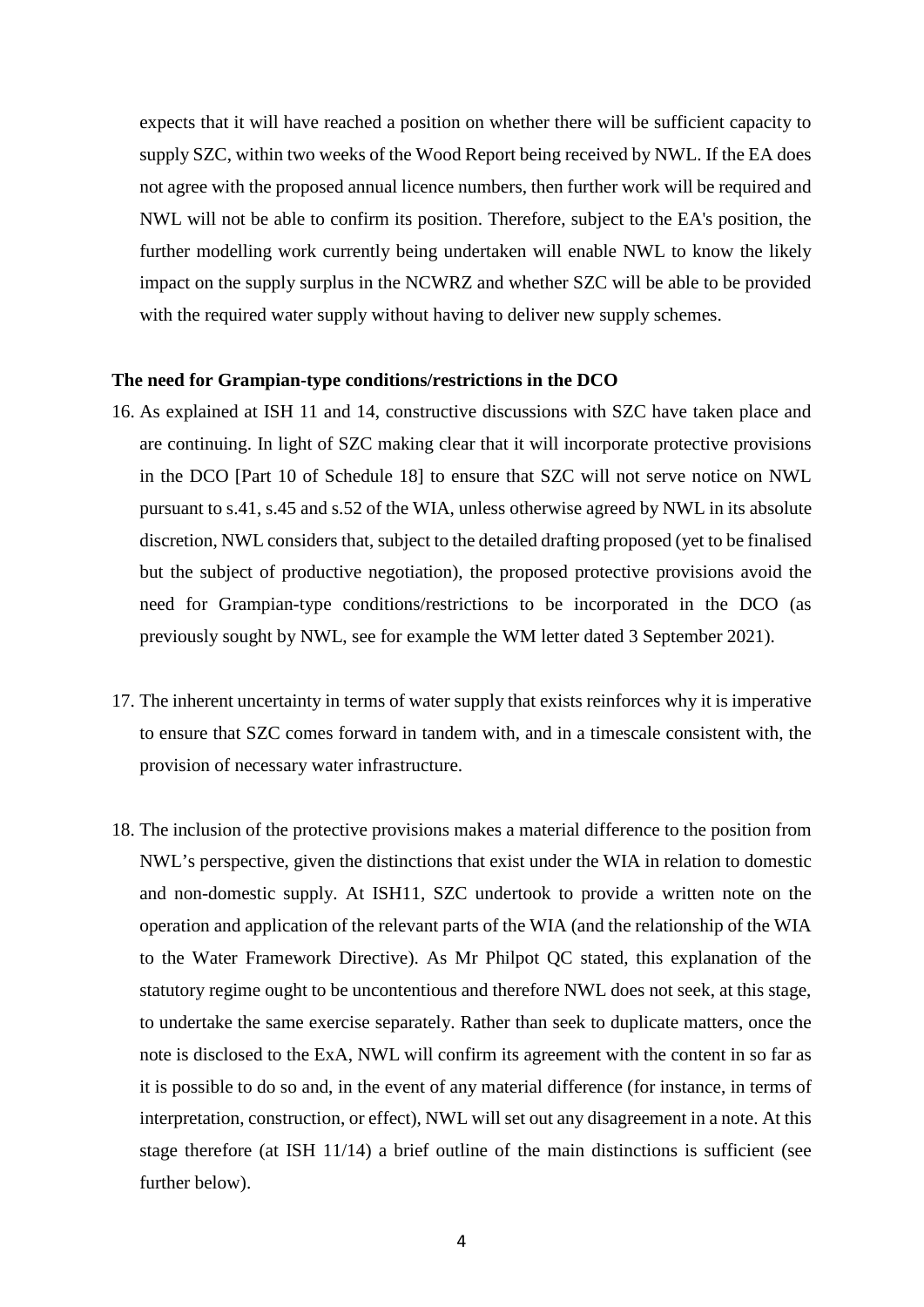expects that it will have reached a position on whether there will be sufficient capacity to supply SZC, within two weeks of the Wood Report being received by NWL. If the EA does not agree with the proposed annual licence numbers, then further work will be required and NWL will not be able to confirm its position. Therefore, subject to the EA's position, the further modelling work currently being undertaken will enable NWL to know the likely impact on the supply surplus in the NCWRZ and whether SZC will be able to be provided with the required water supply without having to deliver new supply schemes.

**The need for Grampian-type conditions/restrictions in the DCO**

16. As explained at ISH 11 and 14, constructive discussions with SZC have taken place and are continuing. In light of SZC making clear that it will incorporate protective provisions in the DCO [Part 10 of Schedule 18] to ensure that SZC will not serve notice on NWL pursuant to s.41, s.45 and s.52 of the WIA, unless otherwise agreed by NWL in its absolute discretion, NWL considers that, subject to the detailed drafting proposed (yet to be finalised but the subject of productive negotiation), the proposed protective provisions avoid the need for Grampian-type conditions/restrictions to be incorporated in the DCO (as previously sought by NWL, see for example the WM letter dated 3 September 2021).

17. The inherent uncertainty in terms of water supply that exists reinforces why it is imperative to ensure that SZC comes forward in tandem with, and in a timescale consistent with, the provision of necessary water infrastructure.

18. The inclusion of the protective provisions makes a material difference to the position from NWL's perspective, given the distinctions that exist under the WIA in relation to domestic and non-domestic supply. At ISH11, SZC undertook to provide a written note on the operation and application of the relevant parts of the WIA (and the relationship of the WIA to the Water Framework Directive). As Mr Philpot QC stated, this explanation of the statutory regime ought to be uncontentious and therefore NWL does not seek, at this stage, to undertake the same exercise separately. Rather than seek to duplicate matters, once the note is disclosed to the ExA, NWL will confirm its agreement with the content in so far as it is possible to do so and, in the event of any material difference (for instance, in terms of interpretation, construction, or effect), NWL will set out any disagreement in a note. At this stage therefore (at ISH 11/14) a brief outline of the main distinctions is sufficient (see further below).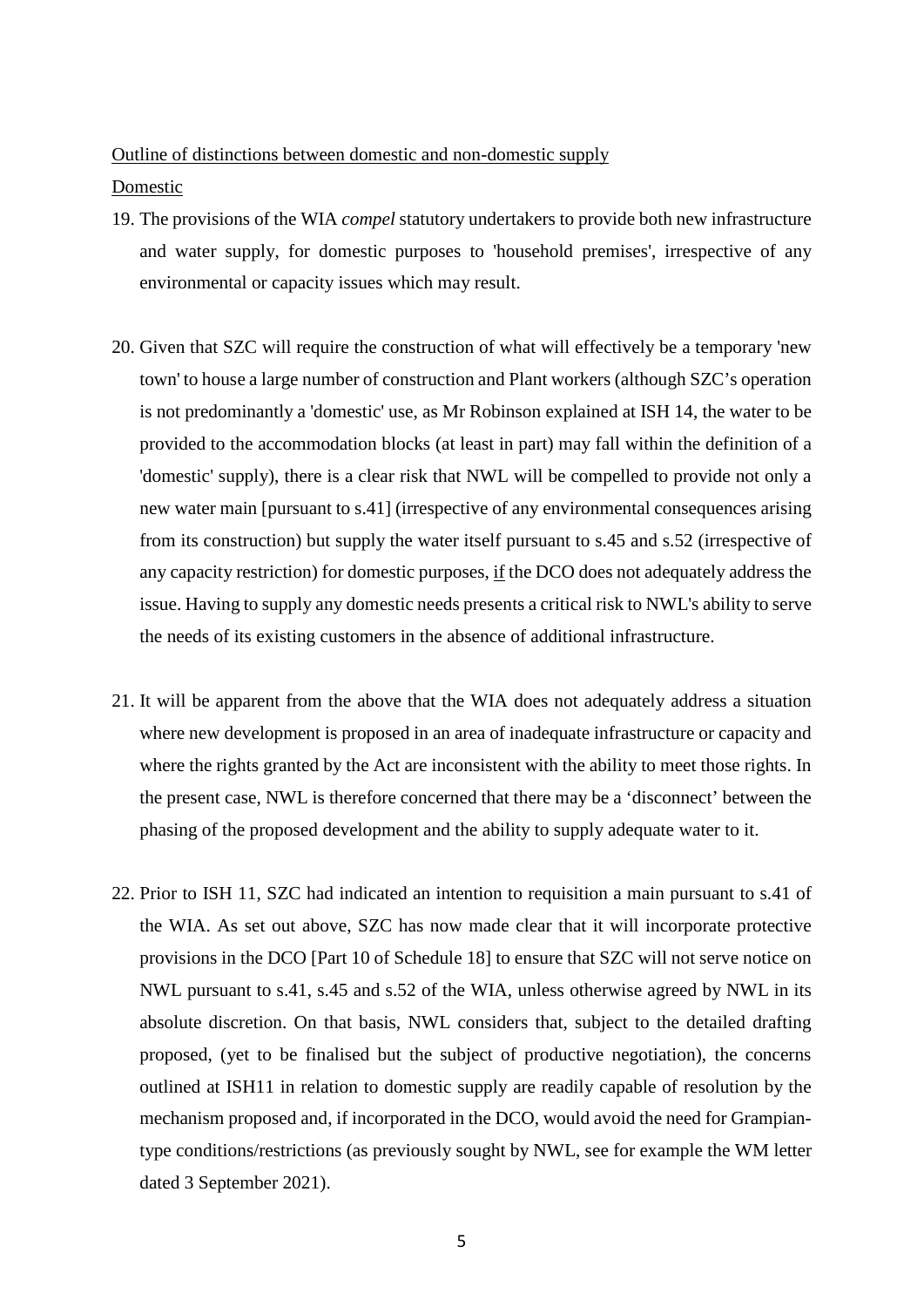Outline of distinctions between domestic and non-domestic supply

Domestic

19. The provisions of the WIA *compel* statutory undertakers to provide both new infrastructure and water supply, for domestic purposes to 'household premises', irrespective of any environmental or capacity issues which may result.

20. Given that SZC will require the construction of what will effectively be a temporary 'new town' to house a large number of construction and Plant workers (although SZC's operation is not predominantly a 'domestic' use, as Mr Robinson explained at ISH 14, the water to be provided to the accommodation blocks (at least in part) may fall within the definition of a 'domestic' supply), there is a clear risk that NWL will be compelled to provide not only a new water main [pursuant to s.41] (irrespective of any environmental consequences arising from its construction) but supply the water itself pursuant to s.45 and s.52 (irrespective of any capacity restriction) for domestic purposes, <u>if</u> the DCO does not adequately address the issue. Having to supply any domestic needs presents a critical risk to NWL's ability to serve the needs of its existing customers in the absence of additional infrastructure.

21. It will be apparent from the above that the WIA does not adequately address a situation where new development is proposed in an area of inadequate infrastructure or capacity and where the rights granted by the Act are inconsistent with the ability to meet those rights. In the present case, NWL is therefore concerned that there may be a 'disconnect' between the phasing of the proposed development and the ability to supply adequate water to it.

22. Prior to ISH 11, SZC had indicated an intention to requisition a main pursuant to s.41 of the WIA. As set out above, SZC has now made clear that it will incorporate protective provisions in the DCO [Part 10 of Schedule 18] to ensure that SZC will not serve notice on NWL pursuant to s.41, s.45 and s.52 of the WIA, unless otherwise agreed by NWL in its absolute discretion. On that basis, NWL considers that, subject to the detailed drafting proposed, (yet to be finalised but the subject of productive negotiation), the concerns outlined at ISH11 in relation to domestic supply are readily capable of resolution by the mechanism proposed and, if incorporated in the DCO, would avoid the need for Grampian-type conditions/restrictions (as previously sought by NWL, see for example the WM letter dated 3 September 2021).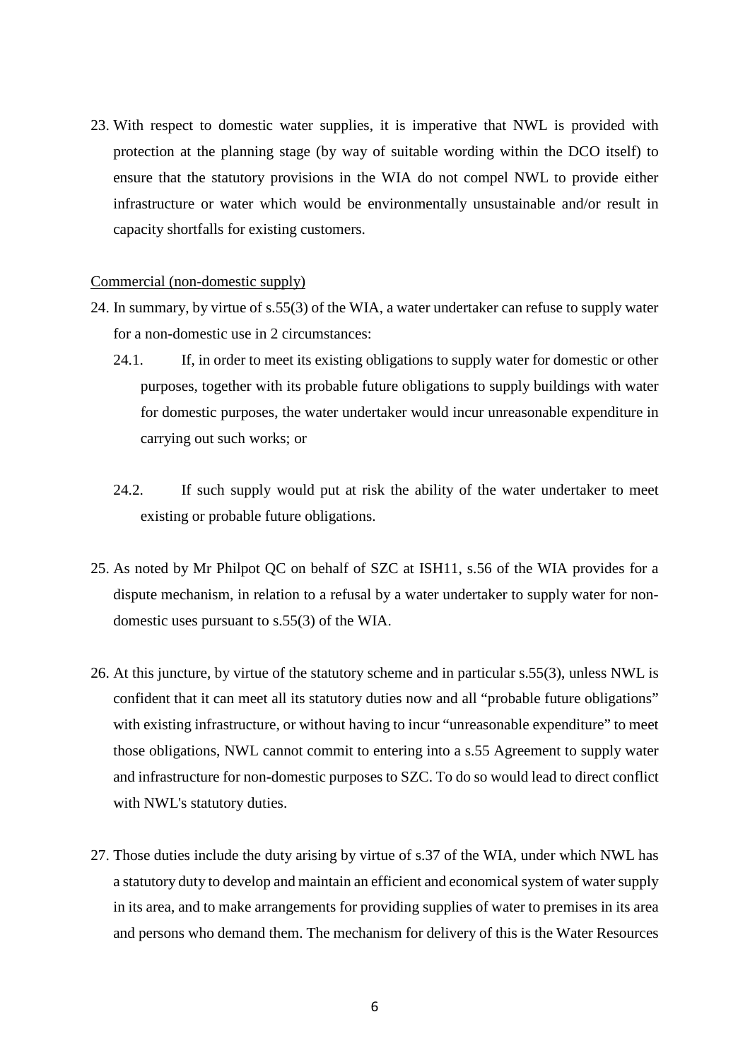23. With respect to domestic water supplies, it is imperative that NWL is provided with protection at the planning stage (by way of suitable wording within the DCO itself) to ensure that the statutory provisions in the WIA do not compel NWL to provide either infrastructure or water which would be environmentally unsustainable and/or result in capacity shortfalls for existing customers.

<u>Commercial (non-domestic supply)</u>

24. In summary, by virtue of s.55(3) of the WIA, a water undertaker can refuse to supply water for a non-domestic use in 2 circumstances:
    24.1. If, in order to meet its existing obligations to supply water for domestic or other purposes, together with its probable future obligations to supply buildings with water for domestic purposes, the water undertaker would incur unreasonable expenditure in carrying out such works; or

    24.2. If such supply would put at risk the ability of the water undertaker to meet existing or probable future obligations.

25. As noted by Mr Philpot QC on behalf of SZC at ISH11, s.56 of the WIA provides for a dispute mechanism, in relation to a refusal by a water undertaker to supply water for non-domestic uses pursuant to s.55(3) of the WIA.

26. At this juncture, by virtue of the statutory scheme and in particular s.55(3), unless NWL is confident that it can meet all its statutory duties now and all "probable future obligations" with existing infrastructure, or without having to incur "unreasonable expenditure" to meet those obligations, NWL cannot commit to entering into a s.55 Agreement to supply water and infrastructure for non-domestic purposes to SZC. To do so would lead to direct conflict with NWL's statutory duties.

27. Those duties include the duty arising by virtue of s.37 of the WIA, under which NWL has a statutory duty to develop and maintain an efficient and economical system of water supply in its area, and to make arrangements for providing supplies of water to premises in its area and persons who demand them. The mechanism for delivery of this is the Water Resources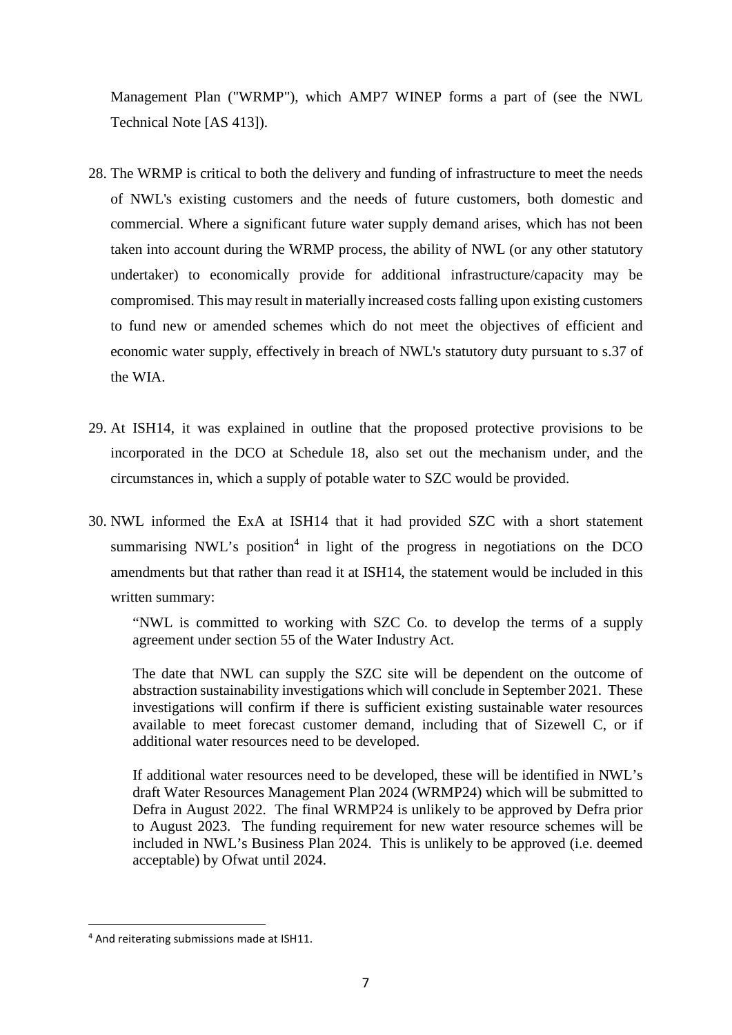Management Plan ("WRMP"), which AMP7 WINEP forms a part of (see the NWL Technical Note [AS 413]).

28. The WRMP is critical to both the delivery and funding of infrastructure to meet the needs of NWL's existing customers and the needs of future customers, both domestic and commercial. Where a significant future water supply demand arises, which has not been taken into account during the WRMP process, the ability of NWL (or any other statutory undertaker) to economically provide for additional infrastructure/capacity may be compromised. This may result in materially increased costs falling upon existing customers to fund new or amended schemes which do not meet the objectives of efficient and economic water supply, effectively in breach of NWL's statutory duty pursuant to s.37 of the WIA.

29. At ISH14, it was explained in outline that the proposed protective provisions to be incorporated in the DCO at Schedule 18, also set out the mechanism under, and the circumstances in, which a supply of potable water to SZC would be provided.

30. NWL informed the ExA at ISH14 that it had provided SZC with a short statement summarising NWL's position[4] in light of the progress in negotiations on the DCO amendments but that rather than read it at ISH14, the statement would be included in this written summary:

> "NWL is committed to working with SZC Co. to develop the terms of a supply agreement under section 55 of the Water Industry Act.
>
> The date that NWL can supply the SZC site will be dependent on the outcome of abstraction sustainability investigations which will conclude in September 2021. These investigations will confirm if there is sufficient existing sustainable water resources available to meet forecast customer demand, including that of Sizewell C, or if additional water resources need to be developed.
>
> If additional water resources need to be developed, these will be identified in NWL's draft Water Resources Management Plan 2024 (WRMP24) which will be submitted to Defra in August 2022. The final WRMP24 is unlikely to be approved by Defra prior to August 2023. The funding requirement for new water resource schemes will be included in NWL's Business Plan 2024. This is unlikely to be approved (i.e. deemed acceptable) by Ofwat until 2024.

[4] And reiterating submissions made at ISH11.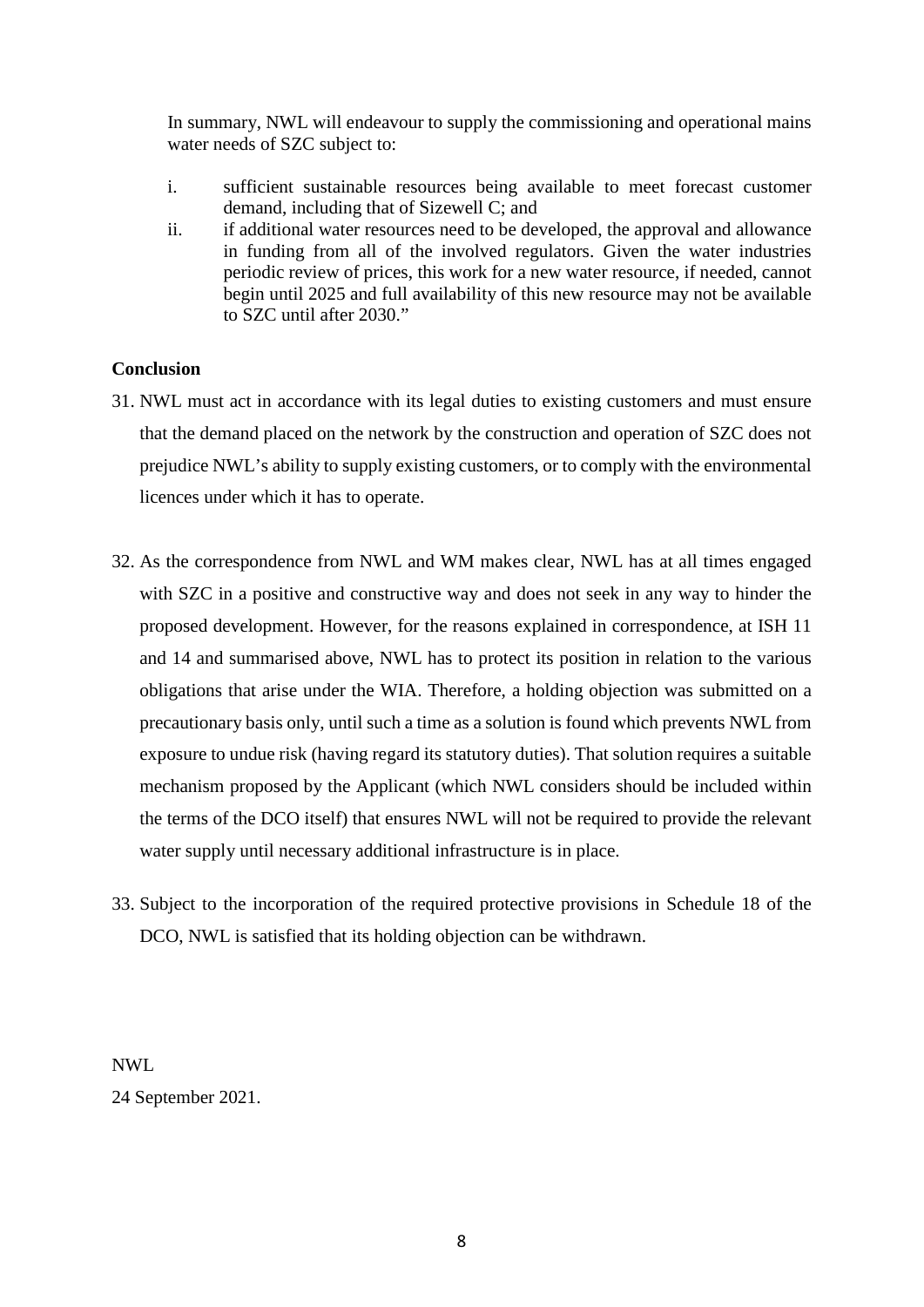In summary, NWL will endeavour to supply the commissioning and operational mains water needs of SZC subject to:

i. sufficient sustainable resources being available to meet forecast customer demand, including that of Sizewell C; and

ii. if additional water resources need to be developed, the approval and allowance in funding from all of the involved regulators. Given the water industries periodic review of prices, this work for a new water resource, if needed, cannot begin until 2025 and full availability of this new resource may not be available to SZC until after 2030."

**Conclusion**

31. NWL must act in accordance with its legal duties to existing customers and must ensure that the demand placed on the network by the construction and operation of SZC does not prejudice NWL's ability to supply existing customers, or to comply with the environmental licences under which it has to operate.

32. As the correspondence from NWL and WM makes clear, NWL has at all times engaged with SZC in a positive and constructive way and does not seek in any way to hinder the proposed development. However, for the reasons explained in correspondence, at ISH 11 and 14 and summarised above, NWL has to protect its position in relation to the various obligations that arise under the WIA. Therefore, a holding objection was submitted on a precautionary basis only, until such a time as a solution is found which prevents NWL from exposure to undue risk (having regard its statutory duties). That solution requires a suitable mechanism proposed by the Applicant (which NWL considers should be included within the terms of the DCO itself) that ensures NWL will not be required to provide the relevant water supply until necessary additional infrastructure is in place.

33. Subject to the incorporation of the required protective provisions in Schedule 18 of the DCO, NWL is satisfied that its holding objection can be withdrawn.

NWL

24 September 2021.